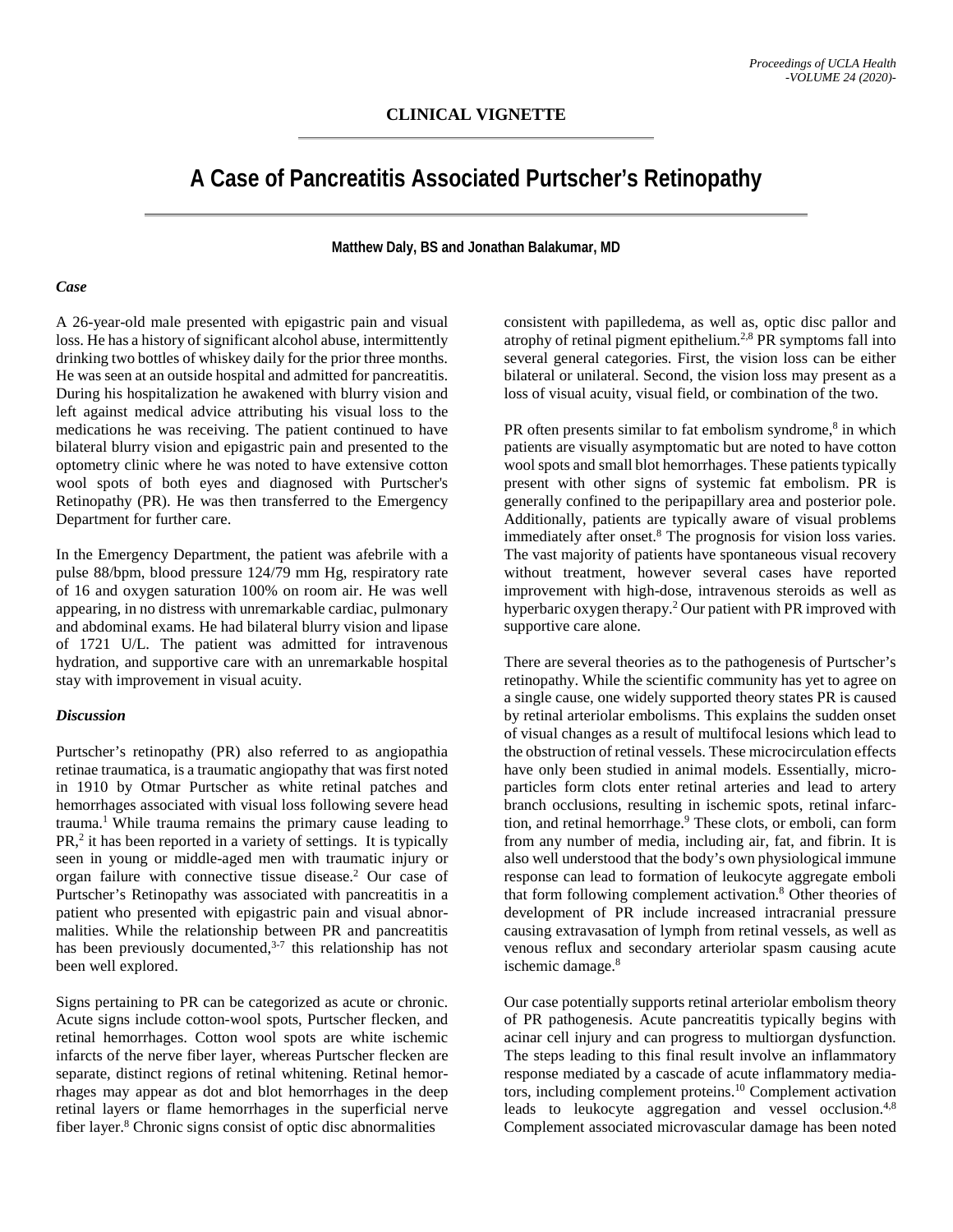## CLINICAL VIGNETTE

# A Case of Pancreatitis Associated Purtscher's Retinopathy

**Matthew Daly, BS and Jonathan Balakumar, MD**

### *Case*

A 26-year-old male presented with epigastric pain and visual loss. He has a history of significant alcohol abuse, intermittently drinking two bottles of whiskey daily for the prior three months. He was seen at an outside hospital and admitted for pancreatitis. During his hospitalization he awakened with blurry vision and left against medical advice attributing his visual loss to the medications he was receiving. The patient continued to have bilateral blurry vision and epigastric pain and presented to the optometry clinic where he was noted to have extensive cotton wool spots of both eyes and diagnosed with Purtscher's Retinopathy (PR). He was then transferred to the Emergency Department for further care.

In the Emergency Department, the patient was afebrile with a pulse 88/bpm, blood pressure 124/79 mm Hg, respiratory rate of 16 and oxygen saturation 100% on room air. He was well appearing, in no distress with unremarkable cardiac, pulmonary and abdominal exams. He had bilateral blurry vision and lipase of 1721 U/L. The patient was admitted for intravenous hydration, and supportive care with an unremarkable hospital stay with improvement in visual acuity.

### *Discussion*

Purtscher's retinopathy (PR) also referred to as angiopathia retinae traumatica, is a traumatic angiopathy that was first noted in 1910 by Otmar Purtscher as white retinal patches and hemorrhages associated with visual loss following severe head trauma.[1] While trauma remains the primary cause leading to PR,[2] it has been reported in a variety of settings. It is typically seen in young or middle-aged men with traumatic injury or organ failure with connective tissue disease.[2] Our case of Purtscher's Retinopathy was associated with pancreatitis in a patient who presented with epigastric pain and visual abnormalities. While the relationship between PR and pancreatitis has been previously documented,[3-7] this relationship has not been well explored.

Signs pertaining to PR can be categorized as acute or chronic. Acute signs include cotton-wool spots, Purtscher flecken, and retinal hemorrhages. Cotton wool spots are white ischemic infarcts of the nerve fiber layer, whereas Purtscher flecken are separate, distinct regions of retinal whitening. Retinal hemorrhages may appear as dot and blot hemorrhages in the deep retinal layers or flame hemorrhages in the superficial nerve fiber layer.[8] Chronic signs consist of optic disc abnormalities consistent with papilledema, as well as, optic disc pallor and atrophy of retinal pigment epithelium.[2,8] PR symptoms fall into several general categories. First, the vision loss can be either bilateral or unilateral. Second, the vision loss may present as a loss of visual acuity, visual field, or combination of the two.

PR often presents similar to fat embolism syndrome,[8] in which patients are visually asymptomatic but are noted to have cotton wool spots and small blot hemorrhages. These patients typically present with other signs of systemic fat embolism. PR is generally confined to the peripapillary area and posterior pole. Additionally, patients are typically aware of visual problems immediately after onset.[8] The prognosis for vision loss varies. The vast majority of patients have spontaneous visual recovery without treatment, however several cases have reported improvement with high-dose, intravenous steroids as well as hyperbaric oxygen therapy.[2] Our patient with PR improved with supportive care alone.

There are several theories as to the pathogenesis of Purtscher's retinopathy. While the scientific community has yet to agree on a single cause, one widely supported theory states PR is caused by retinal arteriolar embolisms. This explains the sudden onset of visual changes as a result of multifocal lesions which lead to the obstruction of retinal vessels. These microcirculation effects have only been studied in animal models. Essentially, micro-particles form clots enter retinal arteries and lead to artery branch occlusions, resulting in ischemic spots, retinal infarction, and retinal hemorrhage.[9] These clots, or emboli, can form from any number of media, including air, fat, and fibrin. It is also well understood that the body's own physiological immune response can lead to formation of leukocyte aggregate emboli that form following complement activation.[8] Other theories of development of PR include increased intracranial pressure causing extravasation of lymph from retinal vessels, as well as venous reflux and secondary arteriolar spasm causing acute ischemic damage.[8]

Our case potentially supports retinal arteriolar embolism theory of PR pathogenesis. Acute pancreatitis typically begins with acinar cell injury and can progress to multiorgan dysfunction. The steps leading to this final result involve an inflammatory response mediated by a cascade of acute inflammatory mediators, including complement proteins.[10] Complement activation leads to leukocyte aggregation and vessel occlusion.[4,8] Complement associated microvascular damage has been noted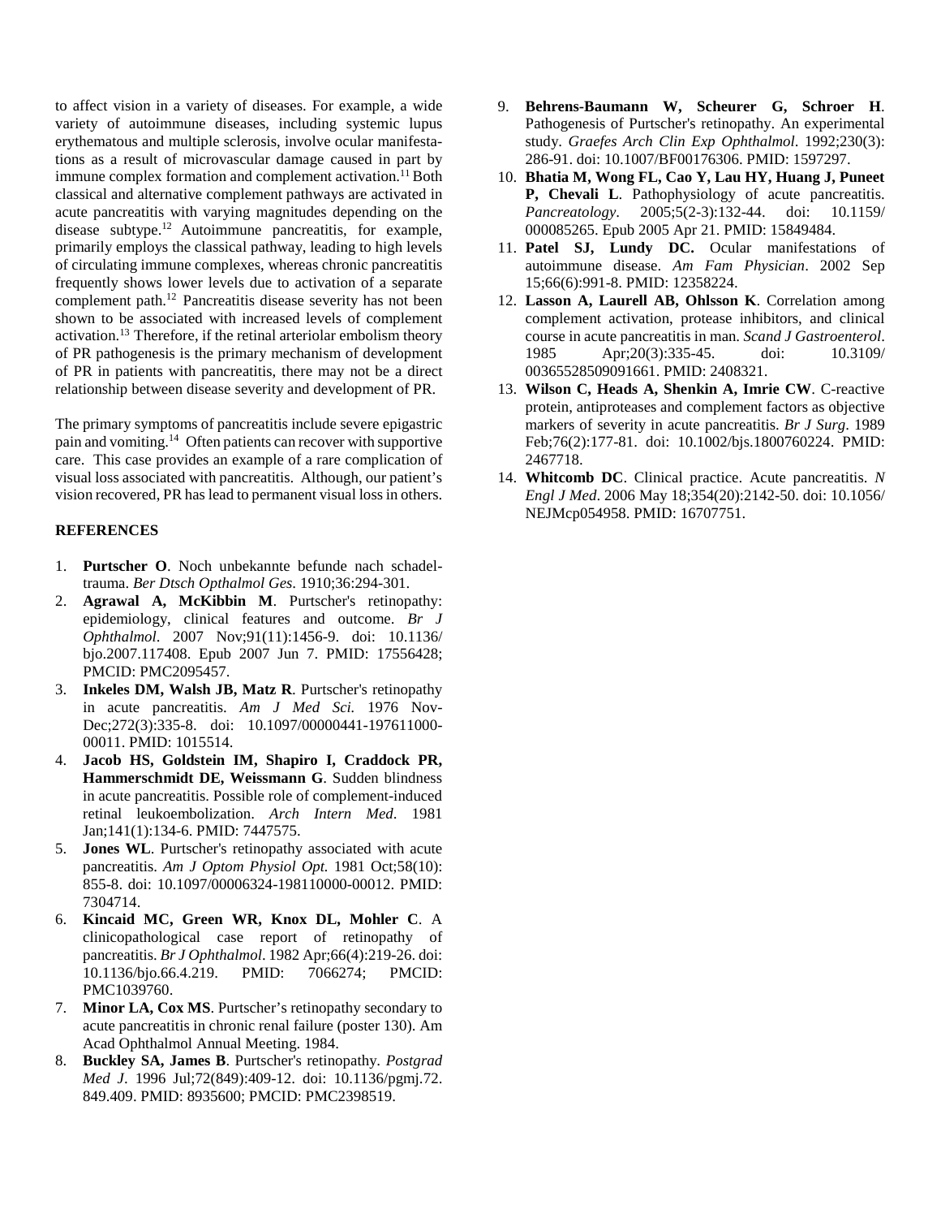to affect vision in a variety of diseases. For example, a wide variety of autoimmune diseases, including systemic lupus erythematous and multiple sclerosis, involve ocular manifestations as a result of microvascular damage caused in part by immune complex formation and complement activation.[11] Both classical and alternative complement pathways are activated in acute pancreatitis with varying magnitudes depending on the disease subtype.[12] Autoimmune pancreatitis, for example, primarily employs the classical pathway, leading to high levels of circulating immune complexes, whereas chronic pancreatitis frequently shows lower levels due to activation of a separate complement path.[12] Pancreatitis disease severity has not been shown to be associated with increased levels of complement activation.[13] Therefore, if the retinal arteriolar embolism theory of PR pathogenesis is the primary mechanism of development of PR in patients with pancreatitis, there may not be a direct relationship between disease severity and development of PR.

The primary symptoms of pancreatitis include severe epigastric pain and vomiting.[14] Often patients can recover with supportive care. This case provides an example of a rare complication of visual loss associated with pancreatitis. Although, our patient's vision recovered, PR has lead to permanent visual loss in others.

## REFERENCES

1. **Purtscher O**. Noch unbekannte befunde nach schadeltrauma. *Ber Dtsch Opthalmol Ges*. 1910;36:294-301.
2. **Agrawal A, McKibbin M**. Purtscher's retinopathy: epidemiology, clinical features and outcome. *Br J Ophthalmol*. 2007 Nov;91(11):1456-9. doi: 10.1136/bjo.2007.117408. Epub 2007 Jun 7. PMID: 17556428; PMCID: PMC2095457.
3. **Inkeles DM, Walsh JB, Matz R**. Purtscher's retinopathy in acute pancreatitis. *Am J Med Sci.* 1976 Nov-Dec;272(3):335-8. doi: 10.1097/00000441-197611000-00011. PMID: 1015514.
4. **Jacob HS, Goldstein IM, Shapiro I, Craddock PR, Hammerschmidt DE, Weissmann G**. Sudden blindness in acute pancreatitis. Possible role of complement-induced retinal leukoembolization. *Arch Intern Med*. 1981 Jan;141(1):134-6. PMID: 7447575.
5. **Jones WL**. Purtscher's retinopathy associated with acute pancreatitis. *Am J Optom Physiol Opt.* 1981 Oct;58(10): 855-8. doi: 10.1097/00006324-198110000-00012. PMID: 7304714.
6. **Kincaid MC, Green WR, Knox DL, Mohler C**. A clinicopathological case report of retinopathy of pancreatitis. *Br J Ophthalmol*. 1982 Apr;66(4):219-26. doi: 10.1136/bjo.66.4.219. PMID: 7066274; PMCID: PMC1039760.
7. **Minor LA, Cox MS**. Purtscher's retinopathy secondary to acute pancreatitis in chronic renal failure (poster 130). Am Acad Ophthalmol Annual Meeting. 1984.
8. **Buckley SA, James B**. Purtscher's retinopathy. *Postgrad Med J*. 1996 Jul;72(849):409-12. doi: 10.1136/pgmj.72.849.409. PMID: 8935600; PMCID: PMC2398519.
9. **Behrens-Baumann W, Scheurer G, Schroer H**. Pathogenesis of Purtscher's retinopathy. An experimental study. *Graefes Arch Clin Exp Ophthalmol*. 1992;230(3): 286-91. doi: 10.1007/BF00176306. PMID: 1597297.
10. **Bhatia M, Wong FL, Cao Y, Lau HY, Huang J, Puneet P, Chevali L**. Pathophysiology of acute pancreatitis. *Pancreatology*. 2005;5(2-3):132-44. doi: 10.1159/000085265. Epub 2005 Apr 21. PMID: 15849484.
11. **Patel SJ, Lundy DC.** Ocular manifestations of autoimmune disease. *Am Fam Physician*. 2002 Sep 15;66(6):991-8. PMID: 12358224.
12. **Lasson A, Laurell AB, Ohlsson K**. Correlation among complement activation, protease inhibitors, and clinical course in acute pancreatitis in man. *Scand J Gastroenterol*. 1985 Apr;20(3):335-45. doi: 10.3109/00365528509091661. PMID: 2408321.
13. **Wilson C, Heads A, Shenkin A, Imrie CW**. C-reactive protein, antiproteases and complement factors as objective markers of severity in acute pancreatitis. *Br J Surg*. 1989 Feb;76(2):177-81. doi: 10.1002/bjs.1800760224. PMID: 2467718.
14. **Whitcomb DC**. Clinical practice. Acute pancreatitis. *N Engl J Med*. 2006 May 18;354(20):2142-50. doi: 10.1056/NEJMcp054958. PMID: 16707751.